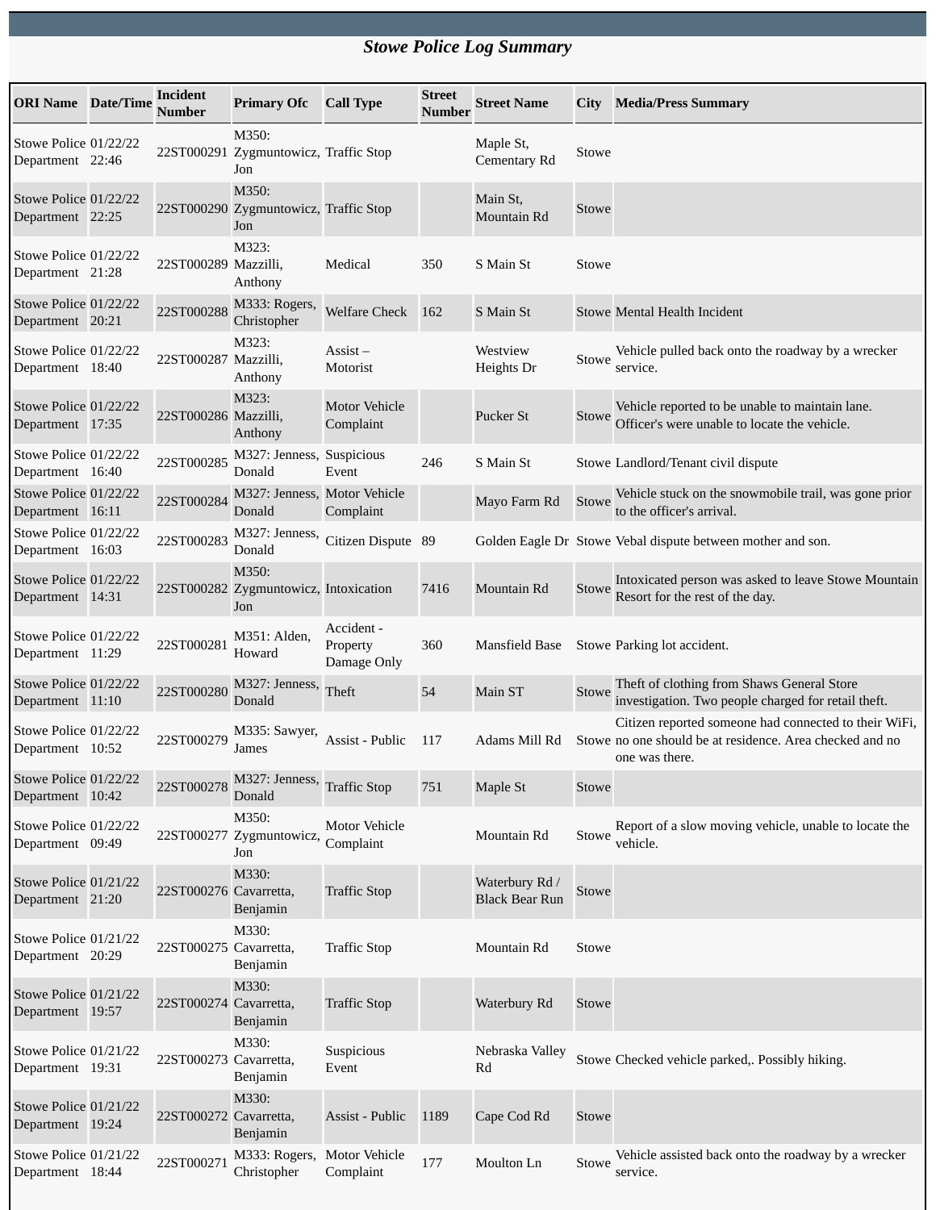# *Stowe Police Log Summary*

| ORI Name | Date/Time | Incident Number | Primary Ofc | Call Type | Street Number | Street Name | City | Media/Press Summary |
|---|---|---|---|---|---|---|---|---|
| Stowe Police Department | 01/22/22 22:46 | 22ST000291 | M350: Zygmuntowicz, Jon | Traffic Stop | | Maple St, Cementary Rd | Stowe | |
| Stowe Police Department | 01/22/22 22:25 | 22ST000290 | M350: Zygmuntowicz, Jon | Traffic Stop | | Main St, Mountain Rd | Stowe | |
| Stowe Police Department | 01/22/22 21:28 | 22ST000289 | M323: Mazzilli, Anthony | Medical | 350 | S Main St | Stowe | |
| Stowe Police Department | 01/22/22 20:21 | 22ST000288 | M333: Rogers, Christopher | Welfare Check | 162 | S Main St | Stowe | Mental Health Incident |
| Stowe Police Department | 01/22/22 18:40 | 22ST000287 | M323: Mazzilli, Anthony | Assist – Motorist | | Westview Heights Dr | Stowe | Vehicle pulled back onto the roadway by a wrecker service. |
| Stowe Police Department | 01/22/22 17:35 | 22ST000286 | M323: Mazzilli, Anthony | Motor Vehicle Complaint | | Pucker St | Stowe | Vehicle reported to be unable to maintain lane. Officer's were unable to locate the vehicle. |
| Stowe Police Department | 01/22/22 16:40 | 22ST000285 | M327: Jenness, Donald | Suspicious Event | 246 | S Main St | Stowe | Landlord/Tenant civil dispute |
| Stowe Police Department | 01/22/22 16:11 | 22ST000284 | M327: Jenness, Donald | Motor Vehicle Complaint | | Mayo Farm Rd | Stowe | Vehicle stuck on the snowmobile trail, was gone prior to the officer's arrival. |
| Stowe Police Department | 01/22/22 16:03 | 22ST000283 | M327: Jenness, Donald | Citizen Dispute | 89 | Golden Eagle Dr | Stowe | Vebal dispute between mother and son. |
| Stowe Police Department | 01/22/22 14:31 | 22ST000282 | M350: Zygmuntowicz, Jon | Intoxication | 7416 | Mountain Rd | Stowe | Intoxicated person was asked to leave Stowe Mountain Resort for the rest of the day. |
| Stowe Police Department | 01/22/22 11:29 | 22ST000281 | M351: Alden, Howard | Accident - Property Damage Only | 360 | Mansfield Base | Stowe | Parking lot accident. |
| Stowe Police Department | 01/22/22 11:10 | 22ST000280 | M327: Jenness, Donald | Theft | 54 | Main ST | Stowe | Theft of clothing from Shaws General Store investigation. Two people charged for retail theft. |
| Stowe Police Department | 01/22/22 10:52 | 22ST000279 | M335: Sawyer, James | Assist - Public | 117 | Adams Mill Rd | Stowe | Citizen reported someone had connected to their WiFi, no one should be at residence. Area checked and no one was there. |
| Stowe Police Department | 01/22/22 10:42 | 22ST000278 | M327: Jenness, Donald | Traffic Stop | 751 | Maple St | Stowe | |
| Stowe Police Department | 01/22/22 09:49 | 22ST000277 | M350: Zygmuntowicz, Jon | Motor Vehicle Complaint | | Mountain Rd | Stowe | Report of a slow moving vehicle, unable to locate the vehicle. |
| Stowe Police Department | 01/21/22 21:20 | 22ST000276 | M330: Cavarretta, Benjamin | Traffic Stop | | Waterbury Rd / Black Bear Run | Stowe | |
| Stowe Police Department | 01/21/22 20:29 | 22ST000275 | M330: Cavarretta, Benjamin | Traffic Stop | | Mountain Rd | Stowe | |
| Stowe Police Department | 01/21/22 19:57 | 22ST000274 | M330: Cavarretta, Benjamin | Traffic Stop | | Waterbury Rd | Stowe | |
| Stowe Police Department | 01/21/22 19:31 | 22ST000273 | M330: Cavarretta, Benjamin | Suspicious Event | | Nebraska Valley Rd | Stowe | Checked vehicle parked,. Possibly hiking. |
| Stowe Police Department | 01/21/22 19:24 | 22ST000272 | M330: Cavarretta, Benjamin | Assist - Public | 1189 | Cape Cod Rd | Stowe | |
| Stowe Police Department | 01/21/22 18:44 | 22ST000271 | M333: Rogers, Christopher | Motor Vehicle Complaint | 177 | Moulton Ln | Stowe | Vehicle assisted back onto the roadway by a wrecker service. |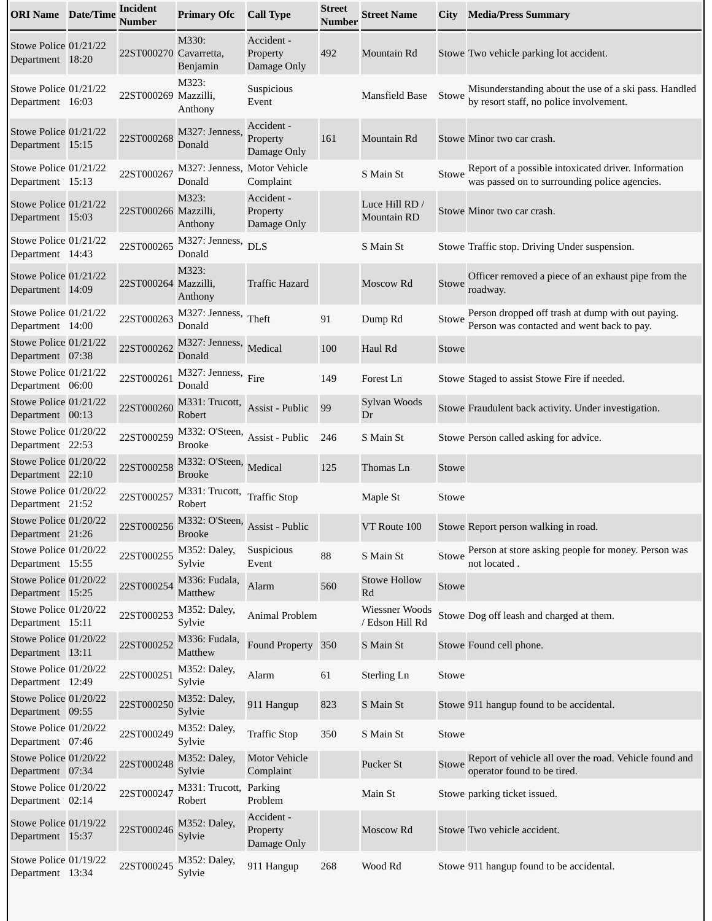| ORI Name | Date/Time | Incident Number | Primary Ofc | Call Type | Street Number | Street Name | City | Media/Press Summary |
|---|---|---|---|---|---|---|---|---|
| Stowe Police Department | 01/21/22 18:20 | 22ST000270 | M330: Cavarretta, Benjamin | Accident - Property Damage Only | 492 | Mountain Rd | Stowe | Two vehicle parking lot accident. |
| Stowe Police Department | 01/21/22 16:03 | 22ST000269 | M323: Mazzilli, Anthony | Suspicious Event | | Mansfield Base | Stowe | Misunderstanding about the use of a ski pass. Handled by resort staff, no police involvement. |
| Stowe Police Department | 01/21/22 15:15 | 22ST000268 | M327: Jenness, Donald | Accident - Property Damage Only | 161 | Mountain Rd | Stowe | Minor two car crash. |
| Stowe Police Department | 01/21/22 15:13 | 22ST000267 | M327: Jenness, Donald | Motor Vehicle Complaint | | S Main St | Stowe | Report of a possible intoxicated driver. Information was passed on to surrounding police agencies. |
| Stowe Police Department | 01/21/22 15:03 | 22ST000266 | M323: Mazzilli, Anthony | Accident - Property Damage Only | | Luce Hill RD / Mountain RD | Stowe | Minor two car crash. |
| Stowe Police Department | 01/21/22 14:43 | 22ST000265 | M327: Jenness, Donald | DLS | | S Main St | Stowe | Traffic stop. Driving Under suspension. |
| Stowe Police Department | 01/21/22 14:09 | 22ST000264 | M323: Mazzilli, Anthony | Traffic Hazard | | Moscow Rd | Stowe | Officer removed a piece of an exhaust pipe from the roadway. |
| Stowe Police Department | 01/21/22 14:00 | 22ST000263 | M327: Jenness, Donald | Theft | 91 | Dump Rd | Stowe | Person dropped off trash at dump with out paying. Person was contacted and went back to pay. |
| Stowe Police Department | 01/21/22 07:38 | 22ST000262 | M327: Jenness, Donald | Medical | 100 | Haul Rd | Stowe | |
| Stowe Police Department | 01/21/22 06:00 | 22ST000261 | M327: Jenness, Donald | Fire | 149 | Forest Ln | Stowe | Staged to assist Stowe Fire if needed. |
| Stowe Police Department | 01/21/22 00:13 | 22ST000260 | M331: Trucott, Robert | Assist - Public | 99 | Sylvan Woods Dr | Stowe | Fraudulent back activity. Under investigation. |
| Stowe Police Department | 01/20/22 22:53 | 22ST000259 | M332: O'Steen, Brooke | Assist - Public | 246 | S Main St | Stowe | Person called asking for advice. |
| Stowe Police Department | 01/20/22 22:10 | 22ST000258 | M332: O'Steen, Brooke | Medical | 125 | Thomas Ln | Stowe | |
| Stowe Police Department | 01/20/22 21:52 | 22ST000257 | M331: Trucott, Robert | Traffic Stop | | Maple St | Stowe | |
| Stowe Police Department | 01/20/22 21:26 | 22ST000256 | M332: O'Steen, Brooke | Assist - Public | | VT Route 100 | Stowe | Report person walking in road. |
| Stowe Police Department | 01/20/22 15:55 | 22ST000255 | M352: Daley, Sylvie | Suspicious Event | 88 | S Main St | Stowe | Person at store asking people for money. Person was not located . |
| Stowe Police Department | 01/20/22 15:25 | 22ST000254 | M336: Fudala, Matthew | Alarm | 560 | Stowe Hollow Rd | Stowe | |
| Stowe Police Department | 01/20/22 15:11 | 22ST000253 | M352: Daley, Sylvie | Animal Problem | | Wiessner Woods / Edson Hill Rd | Stowe | Dog off leash and charged at them. |
| Stowe Police Department | 01/20/22 13:11 | 22ST000252 | M336: Fudala, Matthew | Found Property | 350 | S Main St | Stowe | Found cell phone. |
| Stowe Police Department | 01/20/22 12:49 | 22ST000251 | M352: Daley, Sylvie | Alarm | 61 | Sterling Ln | Stowe | |
| Stowe Police Department | 01/20/22 09:55 | 22ST000250 | M352: Daley, Sylvie | 911 Hangup | 823 | S Main St | Stowe | 911 hangup found to be accidental. |
| Stowe Police Department | 01/20/22 07:46 | 22ST000249 | M352: Daley, Sylvie | Traffic Stop | 350 | S Main St | Stowe | |
| Stowe Police Department | 01/20/22 07:34 | 22ST000248 | M352: Daley, Sylvie | Motor Vehicle Complaint | | Pucker St | Stowe | Report of vehicle all over the road. Vehicle found and operator found to be tired. |
| Stowe Police Department | 01/20/22 02:14 | 22ST000247 | M331: Trucott, Robert | Parking Problem | | Main St | Stowe | parking ticket issued. |
| Stowe Police Department | 01/19/22 15:37 | 22ST000246 | M352: Daley, Sylvie | Accident - Property Damage Only | | Moscow Rd | Stowe | Two vehicle accident. |
| Stowe Police Department | 01/19/22 13:34 | 22ST000245 | M352: Daley, Sylvie | 911 Hangup | 268 | Wood Rd | Stowe | 911 hangup found to be accidental. |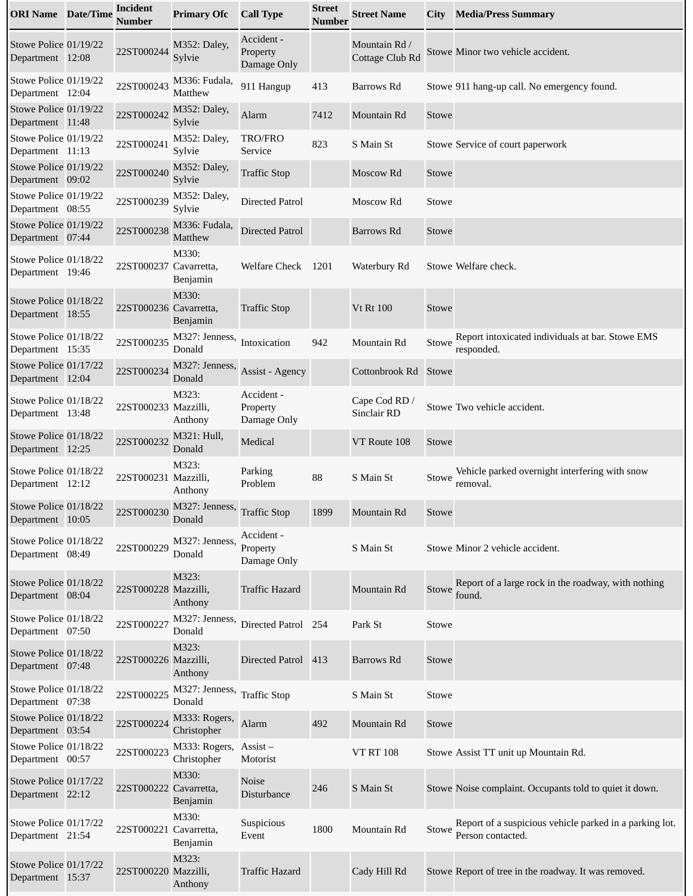| ORI Name | Date/Time | Incident Number | Primary Ofc | Call Type | Street Number | Street Name | City | Media/Press Summary |
|---|---|---|---|---|---|---|---|---|
| Stowe Police Department | 01/19/22 12:08 | 22ST000244 | M352: Daley, Sylvie | Accident - Property Damage Only | | Mountain Rd / Cottage Club Rd | Stowe | Minor two vehicle accident. |
| Stowe Police Department | 01/19/22 12:04 | 22ST000243 | M336: Fudala, Matthew | 911 Hangup | 413 | Barrows Rd | Stowe | 911 hang-up call. No emergency found. |
| Stowe Police Department | 01/19/22 11:48 | 22ST000242 | M352: Daley, Sylvie | Alarm | 7412 | Mountain Rd | Stowe | |
| Stowe Police Department | 01/19/22 11:13 | 22ST000241 | M352: Daley, Sylvie | TRO/FRO Service | 823 | S Main St | Stowe | Service of court paperwork |
| Stowe Police Department | 01/19/22 09:02 | 22ST000240 | M352: Daley, Sylvie | Traffic Stop | | Moscow Rd | Stowe | |
| Stowe Police Department | 01/19/22 08:55 | 22ST000239 | M352: Daley, Sylvie | Directed Patrol | | Moscow Rd | Stowe | |
| Stowe Police Department | 01/19/22 07:44 | 22ST000238 | M336: Fudala, Matthew | Directed Patrol | | Barrows Rd | Stowe | |
| Stowe Police Department | 01/18/22 19:46 | 22ST000237 | M330: Cavarretta, Benjamin | Welfare Check | 1201 | Waterbury Rd | Stowe | Welfare check. |
| Stowe Police Department | 01/18/22 18:55 | 22ST000236 | M330: Cavarretta, Benjamin | Traffic Stop | | Vt Rt 100 | Stowe | |
| Stowe Police Department | 01/18/22 15:35 | 22ST000235 | M327: Jenness, Donald | Intoxication | 942 | Mountain Rd | Stowe | Report intoxicated individuals at bar. Stowe EMS responded. |
| Stowe Police Department | 01/17/22 12:04 | 22ST000234 | M327: Jenness, Donald | Assist - Agency | | Cottonbrook Rd | Stowe | |
| Stowe Police Department | 01/18/22 13:48 | 22ST000233 | M323: Mazzilli, Anthony | Accident - Property Damage Only | | Cape Cod RD / Sinclair RD | Stowe | Two vehicle accident. |
| Stowe Police Department | 01/18/22 12:25 | 22ST000232 | M321: Hull, Donald | Medical | | VT Route 108 | Stowe | |
| Stowe Police Department | 01/18/22 12:12 | 22ST000231 | M323: Mazzilli, Anthony | Parking Problem | 88 | S Main St | Stowe | Vehicle parked overnight interfering with snow removal. |
| Stowe Police Department | 01/18/22 10:05 | 22ST000230 | M327: Jenness, Donald | Traffic Stop | 1899 | Mountain Rd | Stowe | |
| Stowe Police Department | 01/18/22 08:49 | 22ST000229 | M327: Jenness, Donald | Accident - Property Damage Only | | S Main St | Stowe | Minor 2 vehicle accident. |
| Stowe Police Department | 01/18/22 08:04 | 22ST000228 | M323: Mazzilli, Anthony | Traffic Hazard | | Mountain Rd | Stowe | Report of a large rock in the roadway, with nothing found. |
| Stowe Police Department | 01/18/22 07:50 | 22ST000227 | M327: Jenness, Donald | Directed Patrol | 254 | Park St | Stowe | |
| Stowe Police Department | 01/18/22 07:48 | 22ST000226 | M323: Mazzilli, Anthony | Directed Patrol | 413 | Barrows Rd | Stowe | |
| Stowe Police Department | 01/18/22 07:38 | 22ST000225 | M327: Jenness, Donald | Traffic Stop | | S Main St | Stowe | |
| Stowe Police Department | 01/18/22 03:54 | 22ST000224 | M333: Rogers, Christopher | Alarm | 492 | Mountain Rd | Stowe | |
| Stowe Police Department | 01/18/22 00:57 | 22ST000223 | M333: Rogers, Christopher | Assist – Motorist | | VT RT 108 | Stowe | Assist TT unit up Mountain Rd. |
| Stowe Police Department | 01/17/22 22:12 | 22ST000222 | M330: Cavarretta, Benjamin | Noise Disturbance | 246 | S Main St | Stowe | Noise complaint. Occupants told to quiet it down. |
| Stowe Police Department | 01/17/22 21:54 | 22ST000221 | M330: Cavarretta, Benjamin | Suspicious Event | 1800 | Mountain Rd | Stowe | Report of a suspicious vehicle parked in a parking lot. Person contacted. |
| Stowe Police Department | 01/17/22 15:37 | 22ST000220 | M323: Mazzilli, Anthony | Traffic Hazard | | Cady Hill Rd | Stowe | Report of tree in the roadway. It was removed. |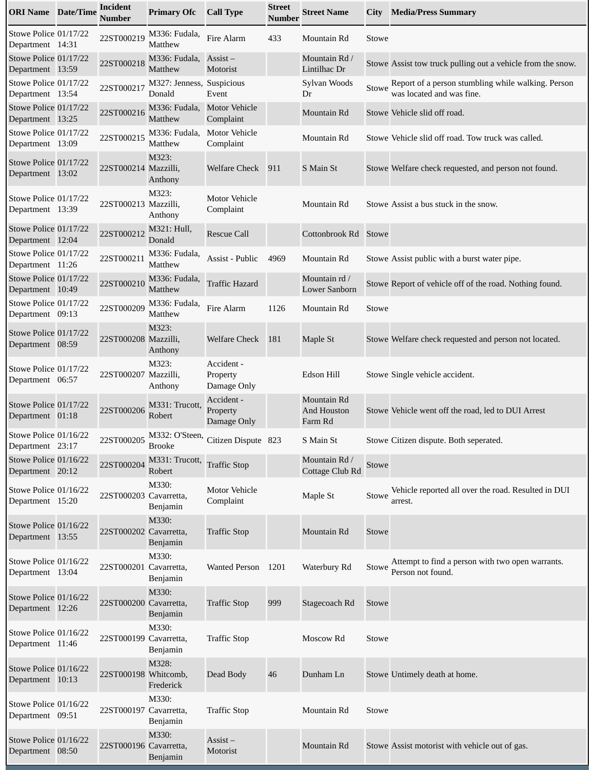| ORI Name | Date/Time | Incident Number | Primary Ofc | Call Type | Street Number | Street Name | City | Media/Press Summary |
|---|---|---|---|---|---|---|---|---|
| Stowe Police Department | 01/17/22 14:31 | 22ST000219 | M336: Fudala, Matthew | Fire Alarm | 433 | Mountain Rd | Stowe | |
| Stowe Police Department | 01/17/22 13:59 | 22ST000218 | M336: Fudala, Matthew | Assist – Motorist | | Mountain Rd / Lintilhac Dr | Stowe | Assist tow truck pulling out a vehicle from the snow. |
| Stowe Police Department | 01/17/22 13:54 | 22ST000217 | M327: Jenness, Donald | Suspicious Event | | Sylvan Woods Dr | Stowe | Report of a person stumbling while walking. Person was located and was fine. |
| Stowe Police Department | 01/17/22 13:25 | 22ST000216 | M336: Fudala, Matthew | Motor Vehicle Complaint | | Mountain Rd | Stowe | Vehicle slid off road. |
| Stowe Police Department | 01/17/22 13:09 | 22ST000215 | M336: Fudala, Matthew | Motor Vehicle Complaint | | Mountain Rd | Stowe | Vehicle slid off road. Tow truck was called. |
| Stowe Police Department | 01/17/22 13:02 | 22ST000214 | M323: Mazzilli, Anthony | Welfare Check | 911 | S Main St | Stowe | Welfare check requested, and person not found. |
| Stowe Police Department | 01/17/22 13:39 | 22ST000213 | M323: Mazzilli, Anthony | Motor Vehicle Complaint | | Mountain Rd | Stowe | Assist a bus stuck in the snow. |
| Stowe Police Department | 01/17/22 12:04 | 22ST000212 | M321: Hull, Donald | Rescue Call | | Cottonbrook Rd | Stowe | |
| Stowe Police Department | 01/17/22 11:26 | 22ST000211 | M336: Fudala, Matthew | Assist - Public | 4969 | Mountain Rd | Stowe | Assist public with a burst water pipe. |
| Stowe Police Department | 01/17/22 10:49 | 22ST000210 | M336: Fudala, Matthew | Traffic Hazard | | Mountain rd / Lower Sanborn | Stowe | Report of vehicle off of the road. Nothing found. |
| Stowe Police Department | 01/17/22 09:13 | 22ST000209 | M336: Fudala, Matthew | Fire Alarm | 1126 | Mountain Rd | Stowe | |
| Stowe Police Department | 01/17/22 08:59 | 22ST000208 | M323: Mazzilli, Anthony | Welfare Check | 181 | Maple St | Stowe | Welfare check requested and person not located. |
| Stowe Police Department | 01/17/22 06:57 | 22ST000207 | M323: Mazzilli, Anthony | Accident - Property Damage Only | | Edson Hill | Stowe | Single vehicle accident. |
| Stowe Police Department | 01/17/22 01:18 | 22ST000206 | M331: Trucott, Robert | Accident - Property Damage Only | | Mountain Rd And Houston Farm Rd | Stowe | Vehicle went off the road, led to DUI Arrest |
| Stowe Police Department | 01/16/22 23:17 | 22ST000205 | M332: O'Steen, Brooke | Citizen Dispute | 823 | S Main St | Stowe | Citizen dispute. Both seperated. |
| Stowe Police Department | 01/16/22 20:12 | 22ST000204 | M331: Trucott, Robert | Traffic Stop | | Mountain Rd / Cottage Club Rd | Stowe | |
| Stowe Police Department | 01/16/22 15:20 | 22ST000203 | M330: Cavarretta, Benjamin | Motor Vehicle Complaint | | Maple St | Stowe | Vehicle reported all over the road. Resulted in DUI arrest. |
| Stowe Police Department | 01/16/22 13:55 | 22ST000202 | M330: Cavarretta, Benjamin | Traffic Stop | | Mountain Rd | Stowe | |
| Stowe Police Department | 01/16/22 13:04 | 22ST000201 | M330: Cavarretta, Benjamin | Wanted Person | 1201 | Waterbury Rd | Stowe | Attempt to find a person with two open warrants. Person not found. |
| Stowe Police Department | 01/16/22 12:26 | 22ST000200 | M330: Cavarretta, Benjamin | Traffic Stop | 999 | Stagecoach Rd | Stowe | |
| Stowe Police Department | 01/16/22 11:46 | 22ST000199 | M330: Cavarretta, Benjamin | Traffic Stop | | Moscow Rd | Stowe | |
| Stowe Police Department | 01/16/22 10:13 | 22ST000198 | M328: Whitcomb, Frederick | Dead Body | 46 | Dunham Ln | Stowe | Untimely death at home. |
| Stowe Police Department | 01/16/22 09:51 | 22ST000197 | M330: Cavarretta, Benjamin | Traffic Stop | | Mountain Rd | Stowe | |
| Stowe Police Department | 01/16/22 08:50 | 22ST000196 | M330: Cavarretta, Benjamin | Assist – Motorist | | Mountain Rd | Stowe | Assist motorist with vehicle out of gas. |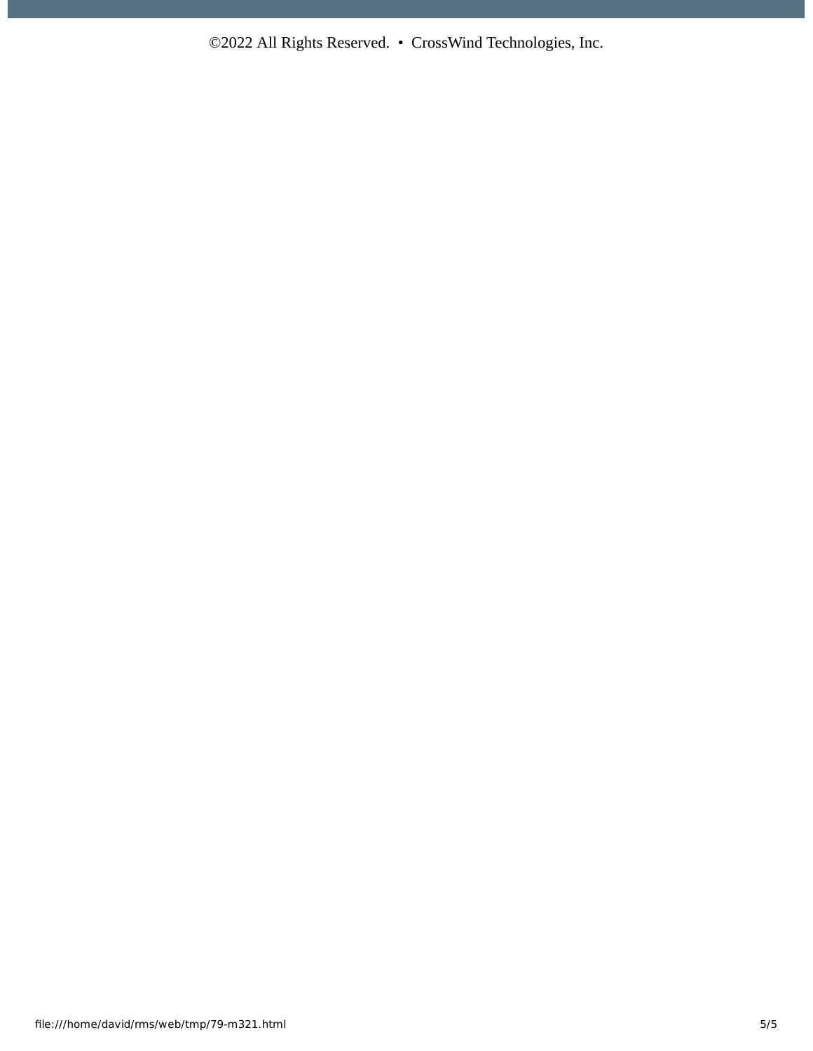©2022 All Rights Reserved. • CrossWind Technologies, Inc.